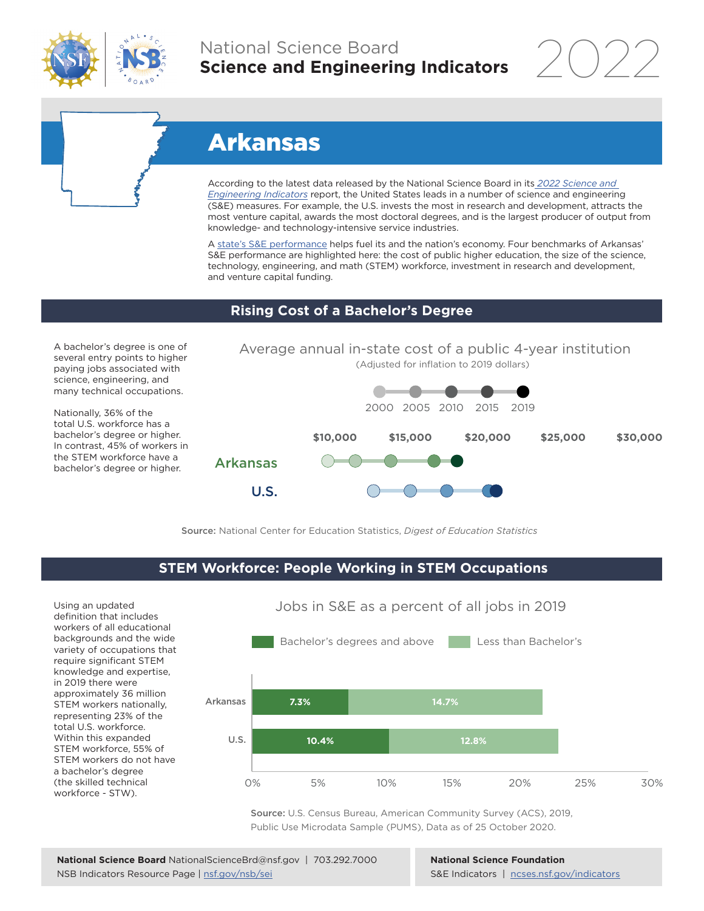National Science Board
**Science and Engineering Indicators** 2022

# Arkansas

According to the latest data released by the National Science Board in its *2022 Science and Engineering Indicators* report, the United States leads in a number of science and engineering (S&E) measures. For example, the U.S. invests the most in research and development, attracts the most venture capital, awards the most doctoral degrees, and is the largest producer of output from knowledge- and technology-intensive service industries.

A state's S&E performance helps fuel its and the nation's economy. Four benchmarks of Arkansas' S&E performance are highlighted here: the cost of public higher education, the size of the science, technology, engineering, and math (STEM) workforce, investment in research and development, and venture capital funding.

## Rising Cost of a Bachelor's Degree

A bachelor's degree is one of several entry points to higher paying jobs associated with science, engineering, and many technical occupations.

Nationally, 36% of the total U.S. workforce has a bachelor's degree or higher. In contrast, 45% of workers in the STEM workforce have a bachelor's degree or higher.

Average annual in-state cost of a public 4-year institution
(Adjusted for inflation to 2019 dollars)

2000 2005 2010 2015 2019

$10,000 $15,000 $20,000 $25,000 $30,000

Arkansas

U.S.

**Source:** National Center for Education Statistics, *Digest of Education Statistics*

## STEM Workforce: People Working in STEM Occupations

Using an updated definition that includes workers of all educational backgrounds and the wide variety of occupations that require significant STEM knowledge and expertise, in 2019 there were approximately 36 million STEM workers nationally, representing 23% of the total U.S. workforce. Within this expanded STEM workforce, 55% of STEM workers do not have a bachelor's degree (the skilled technical workforce - STW).

Jobs in S&E as a percent of all jobs in 2019

| | Bachelor's degrees and above | Less than Bachelor's |
|---|---|---|
| Arkansas | 7.3% | 14.7% |
| U.S. | 10.4% | 12.8% |

**Source:** U.S. Census Bureau, American Community Survey (ACS), 2019, Public Use Microdata Sample (PUMS), Data as of 25 October 2020.

**National Science Board** NationalScienceBrd@nsf.gov | 703.292.7000
NSB Indicators Resource Page | nsf.gov/nsb/sei

**National Science Foundation**
S&E Indicators | ncses.nsf.gov/indicators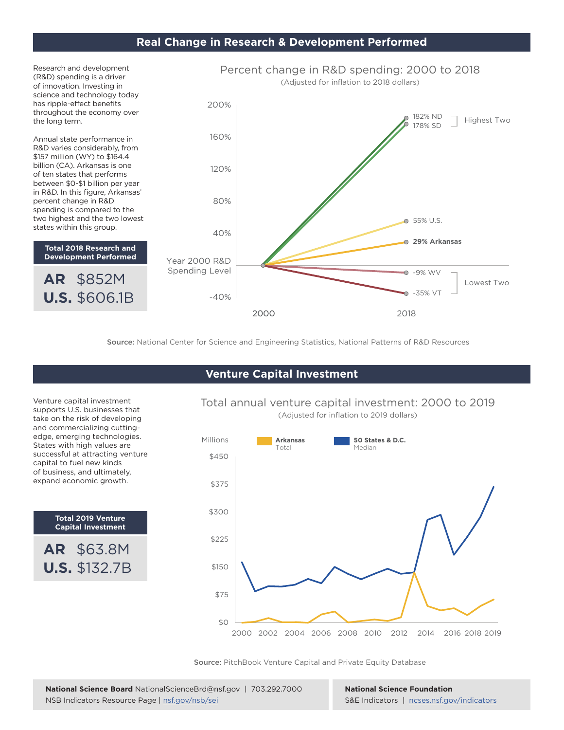## Real Change in Research & Development Performed

Research and development (R&D) spending is a driver of innovation. Investing in science and technology today has ripple-effect benefits throughout the economy over the long term.

Annual state performance in R&D varies considerably, from $157 million (WY) to $164.4 billion (CA). Arkansas is one of ten states that performs between $0-$1 billion per year in R&D. In this figure, Arkansas' percent change in R&D spending is compared to the two highest and the two lowest states within this group.

**Total 2018 Research and Development Performed**

**AR** $852M
**U.S.** $606.1B

Percent change in R&D spending: 2000 to 2018
(Adjusted for inflation to 2018 dollars)

200%
160%
120%
80%
40%
Year 2000 R&D Spending Level
-40%
2000
2018
182% ND
178% SD
Highest Two
55% U.S.
**29% Arkansas**
-9% WV
-35% VT
Lowest Two

**Source:** National Center for Science and Engineering Statistics, National Patterns of R&D Resources

## Venture Capital Investment

Venture capital investment supports U.S. businesses that take on the risk of developing and commercializing cutting-edge, emerging technologies. States with high values are successful at attracting venture capital to fuel new kinds of business, and ultimately, expand economic growth.

**Total 2019 Venture Capital Investment**

**AR** $63.8M
**U.S.** $132.7B

Total annual venture capital investment: 2000 to 2019
(Adjusted for inflation to 2019 dollars)

Millions
**Arkansas** Total
**50 States & D.C.** Median
$450
$375
$300
$225
$150
$75
$0
2000 2002 2004 2006 2008 2010 2012 2014 2016 2018 2019

**Source:** PitchBook Venture Capital and Private Equity Database

**National Science Board** NationalScienceBrd@nsf.gov | 703.292.7000
NSB Indicators Resource Page | nsf.gov/nsb/sei

**National Science Foundation**
S&E Indicators | ncses.nsf.gov/indicators